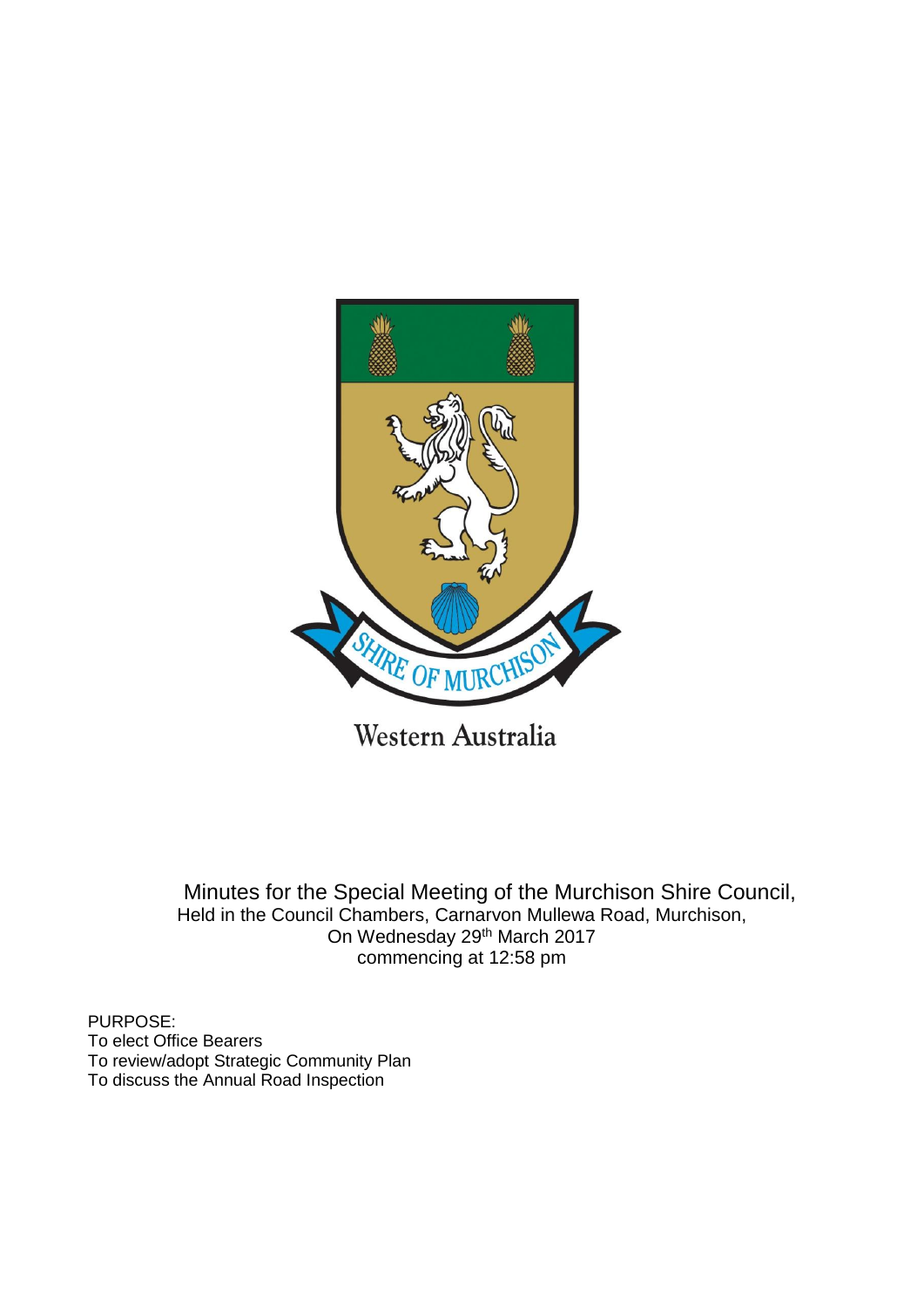SHIRE OF MURCHISON

Western Australia

Minutes for the Special Meeting of the Murchison Shire Council,
Held in the Council Chambers, Carnarvon Mullewa Road, Murchison,
On Wednesday 29th March 2017
commencing at 12:58 pm

PURPOSE:
To elect Office Bearers
To review/adopt Strategic Community Plan
To discuss the Annual Road Inspection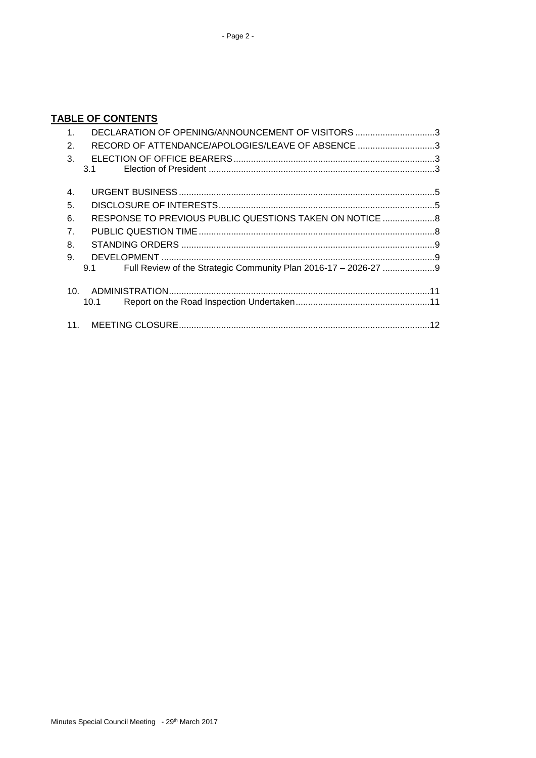## TABLE OF CONTENTS

1. DECLARATION OF OPENING/ANNOUNCEMENT OF VISITORS ................................3
2. RECORD OF ATTENDANCE/APOLOGIES/LEAVE OF ABSENCE ...............................3
3. ELECTION OF OFFICE BEARERS ................................................................................3
   - 3.1 Election of President ..........................................................................................3
4. URGENT BUSINESS .....................................................................................................5
5. DISCLOSURE OF INTERESTS ......................................................................................5
6. RESPONSE TO PREVIOUS PUBLIC QUESTIONS TAKEN ON NOTICE .....................8
7. PUBLIC QUESTION TIME ..............................................................................................8
8. STANDING ORDERS .....................................................................................................9
9. DEVELOPMENT .............................................................................................................9
   - 9.1 Full Review of the Strategic Community Plan 2016-17 – 2026-27 .....................9
10. ADMINISTRATION........................................................................................................11
    - 10.1 Report on the Road Inspection Undertaken......................................................11
11. MEETING CLOSURE....................................................................................................12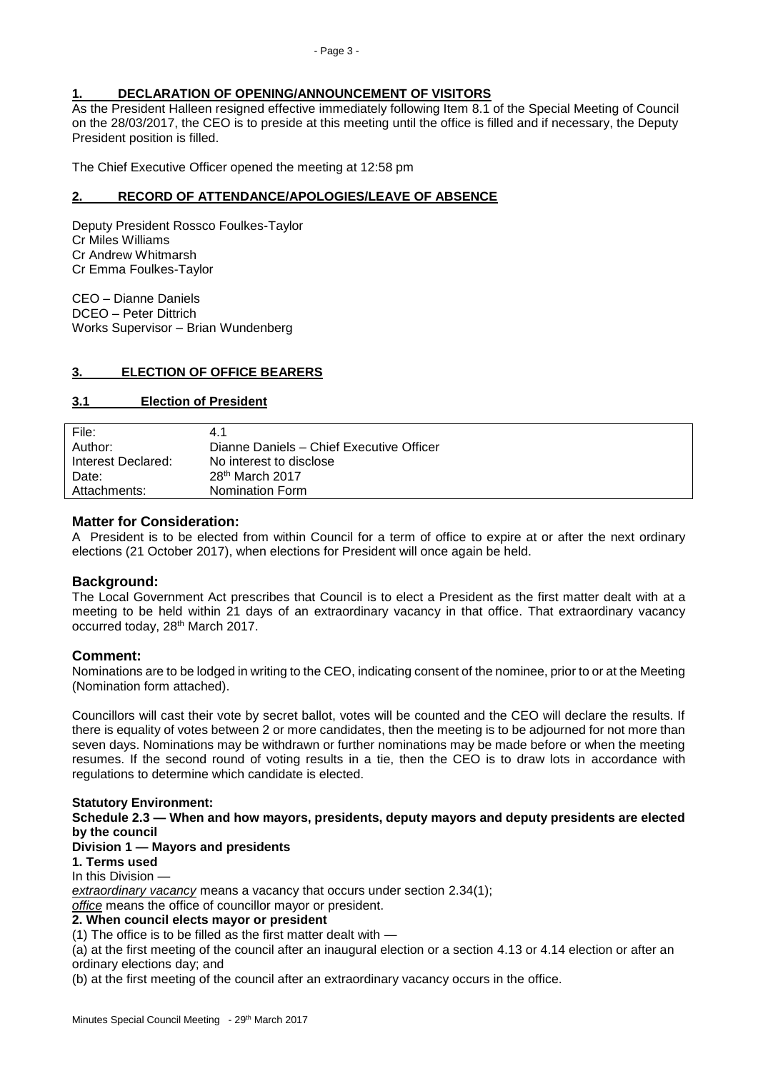## 1. DECLARATION OF OPENING/ANNOUNCEMENT OF VISITORS

As the President Halleen resigned effective immediately following Item 8.1 of the Special Meeting of Council on the 28/03/2017, the CEO is to preside at this meeting until the office is filled and if necessary, the Deputy President position is filled.

The Chief Executive Officer opened the meeting at 12:58 pm

## 2. RECORD OF ATTENDANCE/APOLOGIES/LEAVE OF ABSENCE

Deputy President Rossco Foulkes-Taylor
Cr Miles Williams
Cr Andrew Whitmarsh
Cr Emma Foulkes-Taylor

CEO – Dianne Daniels
DCEO – Peter Dittrich
Works Supervisor – Brian Wundenberg

## 3. ELECTION OF OFFICE BEARERS

### 3.1 Election of President

| | |
|---|---|
| File: | 4.1 |
| Author: | Dianne Daniels – Chief Executive Officer |
| Interest Declared: | No interest to disclose |
| Date: | 28th March 2017 |
| Attachments: | Nomination Form |

### Matter for Consideration:

A President is to be elected from within Council for a term of office to expire at or after the next ordinary elections (21 October 2017), when elections for President will once again be held.

### Background:

The Local Government Act prescribes that Council is to elect a President as the first matter dealt with at a meeting to be held within 21 days of an extraordinary vacancy in that office. That extraordinary vacancy occurred today, 28th March 2017.

### Comment:

Nominations are to be lodged in writing to the CEO, indicating consent of the nominee, prior to or at the Meeting (Nomination form attached).

Councillors will cast their vote by secret ballot, votes will be counted and the CEO will declare the results. If there is equality of votes between 2 or more candidates, then the meeting is to be adjourned for not more than seven days. Nominations may be withdrawn or further nominations may be made before or when the meeting resumes. If the second round of voting results in a tie, then the CEO is to draw lots in accordance with regulations to determine which candidate is elected.

**Statutory Environment:**

**Schedule 2.3 — When and how mayors, presidents, deputy mayors and deputy presidents are elected by the council**

**Division 1 — Mayors and presidents**

**1. Terms used**

In this Division —

*extraordinary vacancy* means a vacancy that occurs under section 2.34(1);

*office* means the office of councillor mayor or president.

**2. When council elects mayor or president**

(1) The office is to be filled as the first matter dealt with —

(a) at the first meeting of the council after an inaugural election or a section 4.13 or 4.14 election or after an ordinary elections day; and

(b) at the first meeting of the council after an extraordinary vacancy occurs in the office.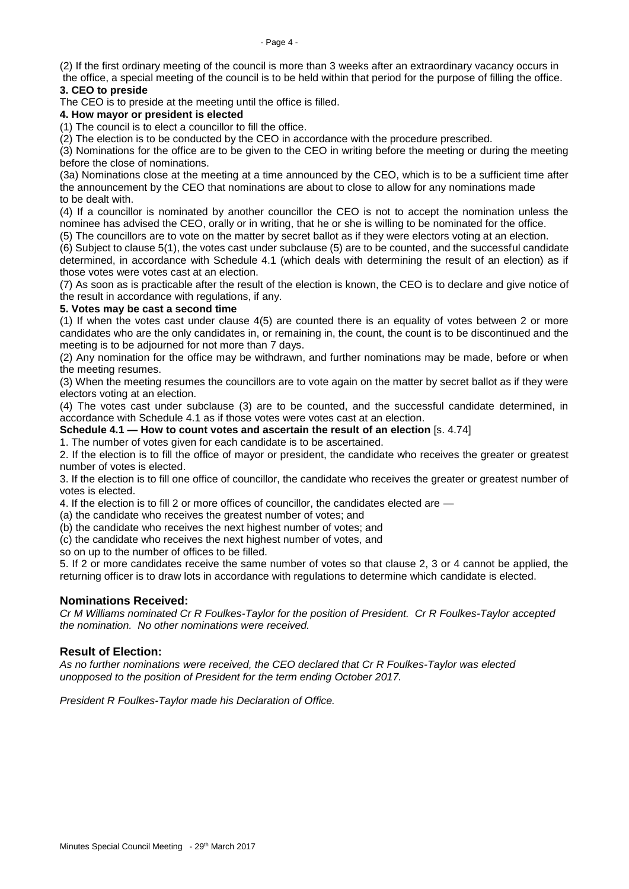(2) If the first ordinary meeting of the council is more than 3 weeks after an extraordinary vacancy occurs in the office, a special meeting of the council is to be held within that period for the purpose of filling the office.

**3. CEO to preside**

The CEO is to preside at the meeting until the office is filled.

**4. How mayor or president is elected**

(1) The council is to elect a councillor to fill the office.

(2) The election is to be conducted by the CEO in accordance with the procedure prescribed.

(3) Nominations for the office are to be given to the CEO in writing before the meeting or during the meeting before the close of nominations.

(3a) Nominations close at the meeting at a time announced by the CEO, which is to be a sufficient time after the announcement by the CEO that nominations are about to close to allow for any nominations made to be dealt with.

(4) If a councillor is nominated by another councillor the CEO is not to accept the nomination unless the nominee has advised the CEO, orally or in writing, that he or she is willing to be nominated for the office.

(5) The councillors are to vote on the matter by secret ballot as if they were electors voting at an election.

(6) Subject to clause 5(1), the votes cast under subclause (5) are to be counted, and the successful candidate determined, in accordance with Schedule 4.1 (which deals with determining the result of an election) as if those votes were votes cast at an election.

(7) As soon as is practicable after the result of the election is known, the CEO is to declare and give notice of the result in accordance with regulations, if any.

**5. Votes may be cast a second time**

(1) If when the votes cast under clause 4(5) are counted there is an equality of votes between 2 or more candidates who are the only candidates in, or remaining in, the count, the count is to be discontinued and the meeting is to be adjourned for not more than 7 days.

(2) Any nomination for the office may be withdrawn, and further nominations may be made, before or when the meeting resumes.

(3) When the meeting resumes the councillors are to vote again on the matter by secret ballot as if they were electors voting at an election.

(4) The votes cast under subclause (3) are to be counted, and the successful candidate determined, in accordance with Schedule 4.1 as if those votes were votes cast at an election.

**Schedule 4.1 — How to count votes and ascertain the result of an election** [s. 4.74]

1. The number of votes given for each candidate is to be ascertained.
2. If the election is to fill the office of mayor or president, the candidate who receives the greater or greatest number of votes is elected.
3. If the election is to fill one office of councillor, the candidate who receives the greater or greatest number of votes is elected.
4. If the election is to fill 2 or more offices of councillor, the candidates elected are —

(a) the candidate who receives the greatest number of votes; and

(b) the candidate who receives the next highest number of votes; and

(c) the candidate who receives the next highest number of votes, and

so on up to the number of offices to be filled.

5. If 2 or more candidates receive the same number of votes so that clause 2, 3 or 4 cannot be applied, the returning officer is to draw lots in accordance with regulations to determine which candidate is elected.

### Nominations Received:

*Cr M Williams nominated Cr R Foulkes-Taylor for the position of President. Cr R Foulkes-Taylor accepted the nomination. No other nominations were received.*

### Result of Election:

*As no further nominations were received, the CEO declared that Cr R Foulkes-Taylor was elected unopposed to the position of President for the term ending October 2017.*

*President R Foulkes-Taylor made his Declaration of Office.*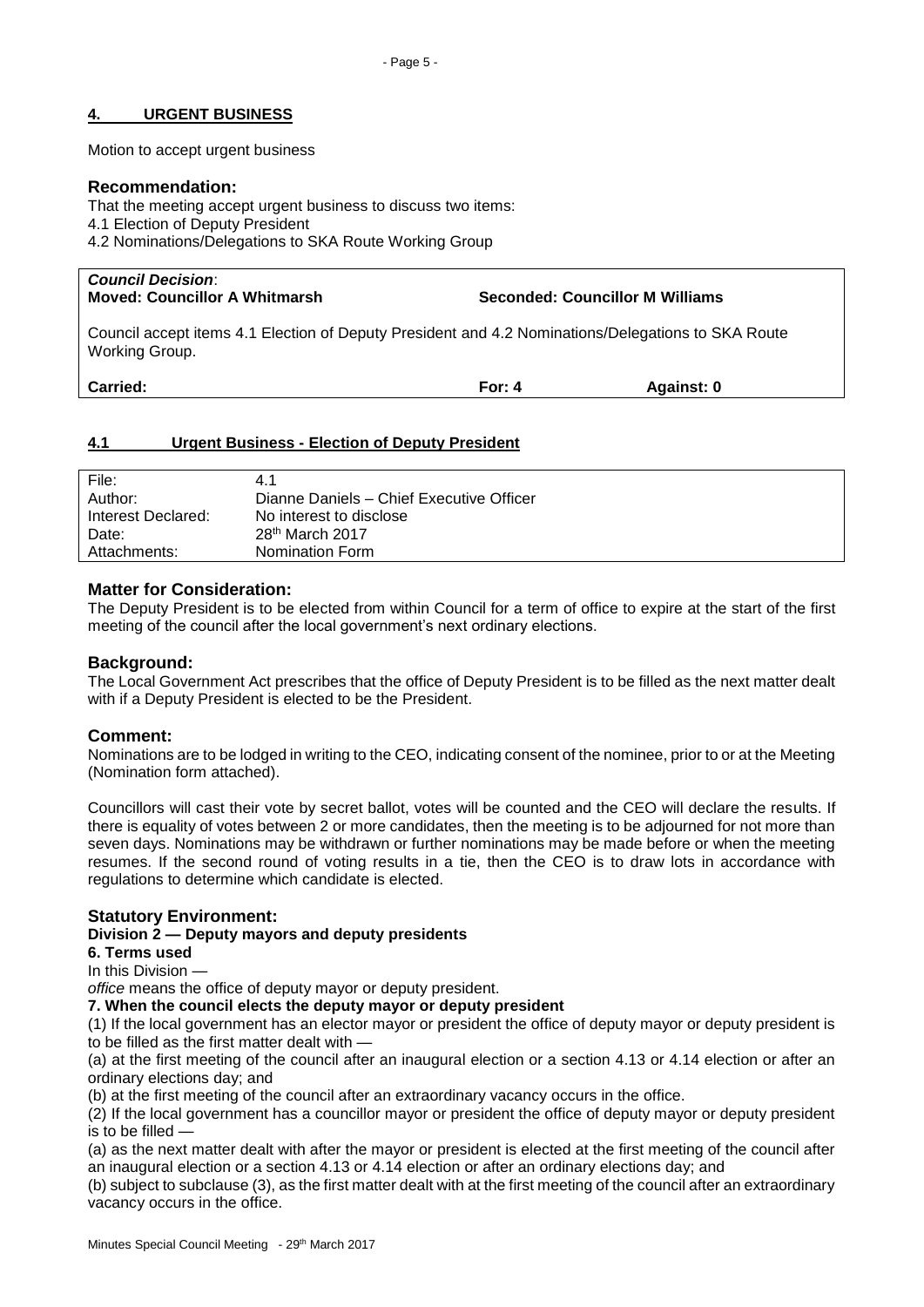## 4. URGENT BUSINESS

Motion to accept urgent business

### Recommendation:

That the meeting accept urgent business to discuss two items:
4.1 Election of Deputy President
4.2 Nominations/Delegations to SKA Route Working Group

| *Council Decision*: **Moved: Councillor A Whitmarsh** | **Seconded: Councillor M Williams** | |
|---|---|---|
| Council accept items 4.1 Election of Deputy President and 4.2 Nominations/Delegations to SKA Route Working Group. | | |
| **Carried:** | **For: 4** | **Against: 0** |

## 4.1 Urgent Business - Election of Deputy President

| | |
|---|---|
| File: | 4.1 |
| Author: | Dianne Daniels – Chief Executive Officer |
| Interest Declared: | No interest to disclose |
| Date: | 28th March 2017 |
| Attachments: | Nomination Form |

### Matter for Consideration:

The Deputy President is to be elected from within Council for a term of office to expire at the start of the first meeting of the council after the local government's next ordinary elections.

### Background:

The Local Government Act prescribes that the office of Deputy President is to be filled as the next matter dealt with if a Deputy President is elected to be the President.

### Comment:

Nominations are to be lodged in writing to the CEO, indicating consent of the nominee, prior to or at the Meeting (Nomination form attached).

Councillors will cast their vote by secret ballot, votes will be counted and the CEO will declare the results. If there is equality of votes between 2 or more candidates, then the meeting is to be adjourned for not more than seven days. Nominations may be withdrawn or further nominations may be made before or when the meeting resumes. If the second round of voting results in a tie, then the CEO is to draw lots in accordance with regulations to determine which candidate is elected.

### Statutory Environment:

**Division 2 — Deputy mayors and deputy presidents**

**6. Terms used**

In this Division —

*office* means the office of deputy mayor or deputy president.

**7. When the council elects the deputy mayor or deputy president**

(1) If the local government has an elector mayor or president the office of deputy mayor or deputy president is to be filled as the first matter dealt with —

(a) at the first meeting of the council after an inaugural election or a section 4.13 or 4.14 election or after an ordinary elections day; and

(b) at the first meeting of the council after an extraordinary vacancy occurs in the office.

(2) If the local government has a councillor mayor or president the office of deputy mayor or deputy president is to be filled —

(a) as the next matter dealt with after the mayor or president is elected at the first meeting of the council after an inaugural election or a section 4.13 or 4.14 election or after an ordinary elections day; and

(b) subject to subclause (3), as the first matter dealt with at the first meeting of the council after an extraordinary vacancy occurs in the office.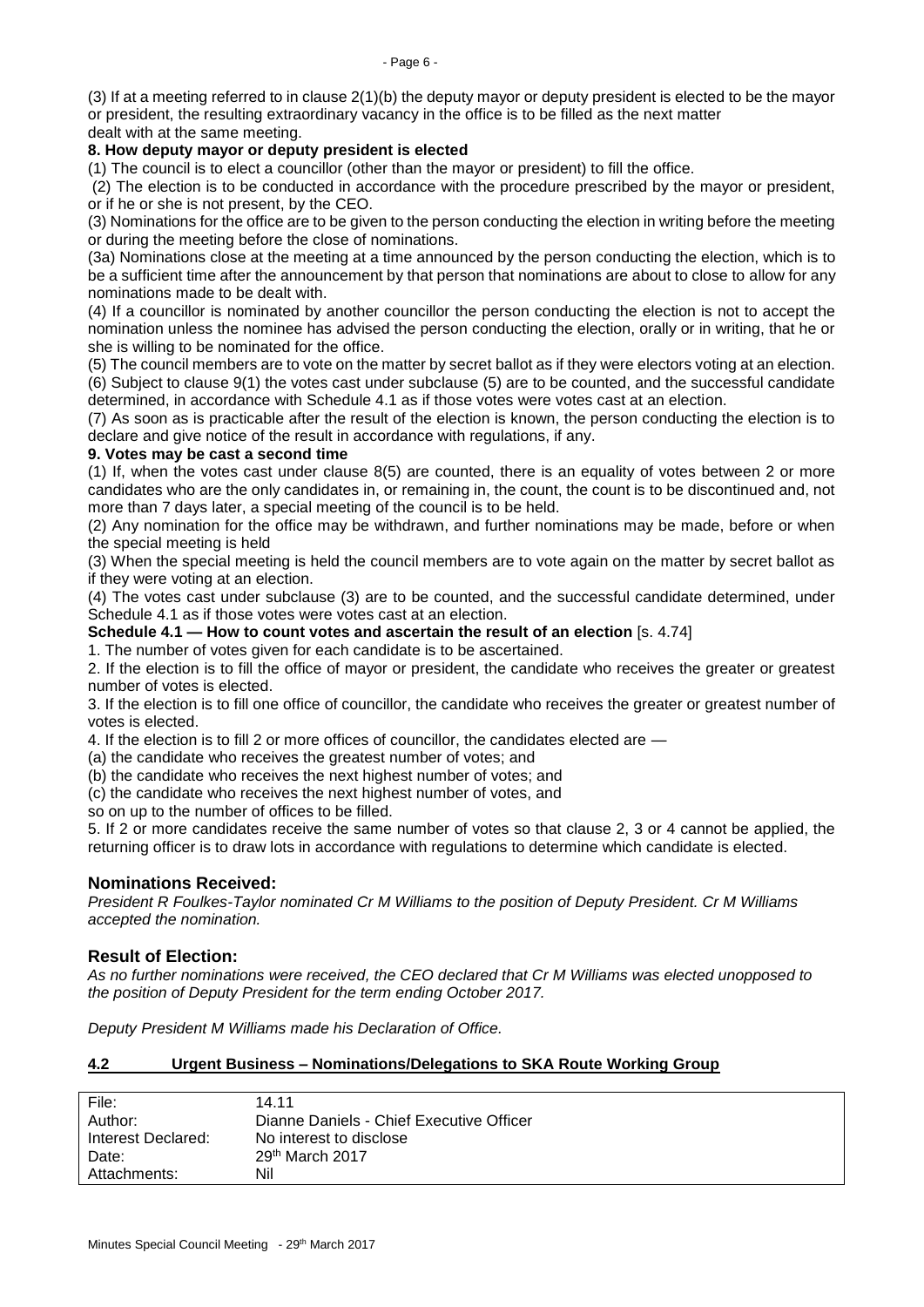(3) If at a meeting referred to in clause 2(1)(b) the deputy mayor or deputy president is elected to be the mayor or president, the resulting extraordinary vacancy in the office is to be filled as the next matter dealt with at the same meeting.

**8. How deputy mayor or deputy president is elected**

(1) The council is to elect a councillor (other than the mayor or president) to fill the office.

(2) The election is to be conducted in accordance with the procedure prescribed by the mayor or president, or if he or she is not present, by the CEO.

(3) Nominations for the office are to be given to the person conducting the election in writing before the meeting or during the meeting before the close of nominations.

(3a) Nominations close at the meeting at a time announced by the person conducting the election, which is to be a sufficient time after the announcement by that person that nominations are about to close to allow for any nominations made to be dealt with.

(4) If a councillor is nominated by another councillor the person conducting the election is not to accept the nomination unless the nominee has advised the person conducting the election, orally or in writing, that he or she is willing to be nominated for the office.

(5) The council members are to vote on the matter by secret ballot as if they were electors voting at an election.

(6) Subject to clause 9(1) the votes cast under subclause (5) are to be counted, and the successful candidate determined, in accordance with Schedule 4.1 as if those votes were votes cast at an election.

(7) As soon as is practicable after the result of the election is known, the person conducting the election is to declare and give notice of the result in accordance with regulations, if any.

**9. Votes may be cast a second time**

(1) If, when the votes cast under clause 8(5) are counted, there is an equality of votes between 2 or more candidates who are the only candidates in, or remaining in, the count, the count is to be discontinued and, not more than 7 days later, a special meeting of the council is to be held.

(2) Any nomination for the office may be withdrawn, and further nominations may be made, before or when the special meeting is held

(3) When the special meeting is held the council members are to vote again on the matter by secret ballot as if they were voting at an election.

(4) The votes cast under subclause (3) are to be counted, and the successful candidate determined, under Schedule 4.1 as if those votes were votes cast at an election.

**Schedule 4.1 — How to count votes and ascertain the result of an election** [s. 4.74]

1. The number of votes given for each candidate is to be ascertained.
2. If the election is to fill the office of mayor or president, the candidate who receives the greater or greatest number of votes is elected.
3. If the election is to fill one office of councillor, the candidate who receives the greater or greatest number of votes is elected.
4. If the election is to fill 2 or more offices of councillor, the candidates elected are —

(a) the candidate who receives the greatest number of votes; and

(b) the candidate who receives the next highest number of votes; and

(c) the candidate who receives the next highest number of votes, and

so on up to the number of offices to be filled.

5. If 2 or more candidates receive the same number of votes so that clause 2, 3 or 4 cannot be applied, the returning officer is to draw lots in accordance with regulations to determine which candidate is elected.

## Nominations Received:

*President R Foulkes-Taylor nominated Cr M Williams to the position of Deputy President. Cr M Williams accepted the nomination.*

## Result of Election:

*As no further nominations were received, the CEO declared that Cr M Williams was elected unopposed to the position of Deputy President for the term ending October 2017.*

*Deputy President M Williams made his Declaration of Office.*

## 4.2 Urgent Business – Nominations/Delegations to SKA Route Working Group

| | |
|---|---|
| File: | 14.11 |
| Author: | Dianne Daniels - Chief Executive Officer |
| Interest Declared: | No interest to disclose |
| Date: | 29th March 2017 |
| Attachments: | Nil |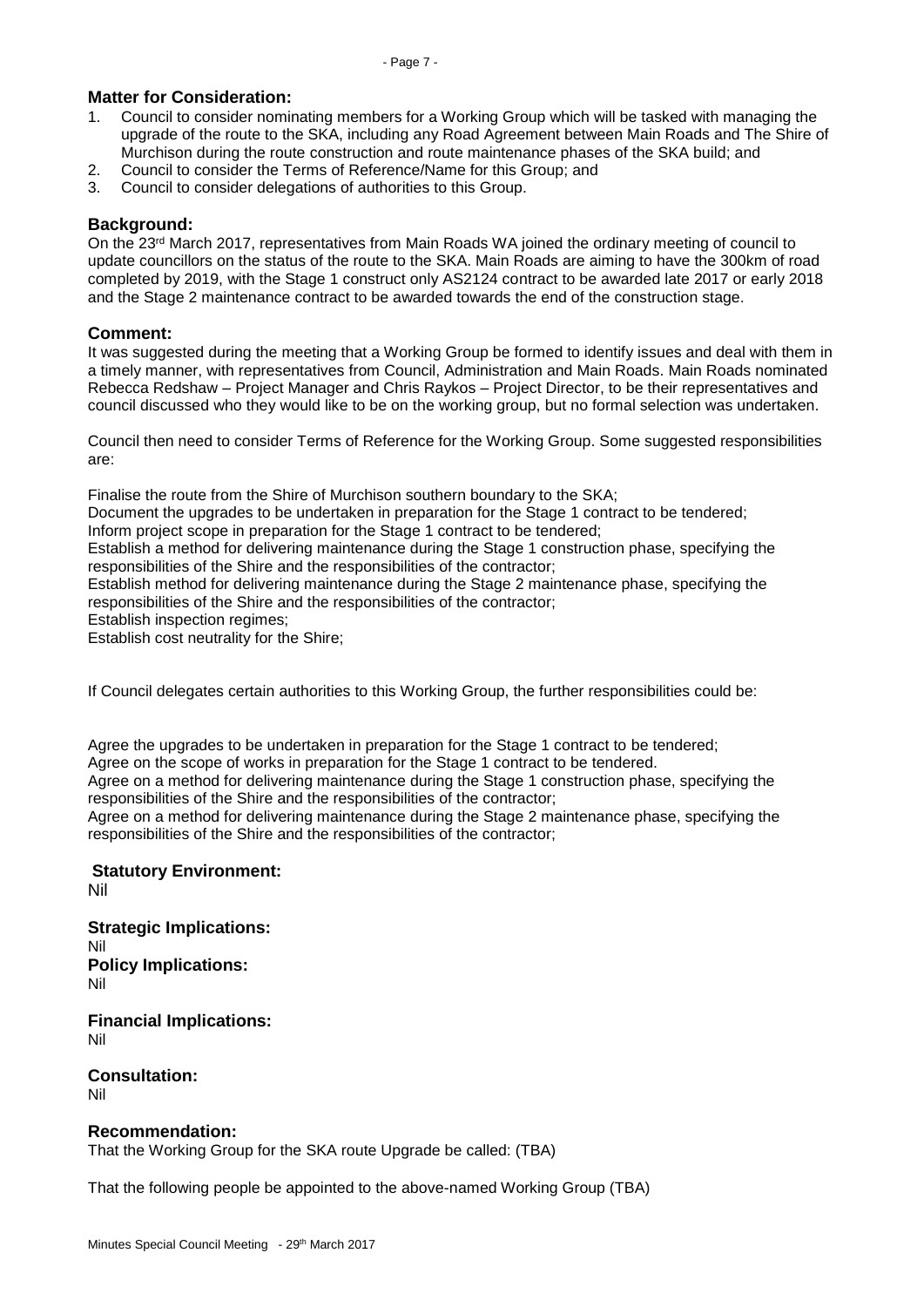### Matter for Consideration:

1. Council to consider nominating members for a Working Group which will be tasked with managing the upgrade of the route to the SKA, including any Road Agreement between Main Roads and The Shire of Murchison during the route construction and route maintenance phases of the SKA build; and
2. Council to consider the Terms of Reference/Name for this Group; and
3. Council to consider delegations of authorities to this Group.

### Background:

On the 23rd March 2017, representatives from Main Roads WA joined the ordinary meeting of council to update councillors on the status of the route to the SKA. Main Roads are aiming to have the 300km of road completed by 2019, with the Stage 1 construct only AS2124 contract to be awarded late 2017 or early 2018 and the Stage 2 maintenance contract to be awarded towards the end of the construction stage.

### Comment:

It was suggested during the meeting that a Working Group be formed to identify issues and deal with them in a timely manner, with representatives from Council, Administration and Main Roads. Main Roads nominated Rebecca Redshaw – Project Manager and Chris Raykos – Project Director, to be their representatives and council discussed who they would like to be on the working group, but no formal selection was undertaken.

Council then need to consider Terms of Reference for the Working Group. Some suggested responsibilities are:

Finalise the route from the Shire of Murchison southern boundary to the SKA;
Document the upgrades to be undertaken in preparation for the Stage 1 contract to be tendered;
Inform project scope in preparation for the Stage 1 contract to be tendered;
Establish a method for delivering maintenance during the Stage 1 construction phase, specifying the responsibilities of the Shire and the responsibilities of the contractor;
Establish method for delivering maintenance during the Stage 2 maintenance phase, specifying the responsibilities of the Shire and the responsibilities of the contractor;
Establish inspection regimes;
Establish cost neutrality for the Shire;

If Council delegates certain authorities to this Working Group, the further responsibilities could be:

Agree the upgrades to be undertaken in preparation for the Stage 1 contract to be tendered;
Agree on the scope of works in preparation for the Stage 1 contract to be tendered.
Agree on a method for delivering maintenance during the Stage 1 construction phase, specifying the responsibilities of the Shire and the responsibilities of the contractor;
Agree on a method for delivering maintenance during the Stage 2 maintenance phase, specifying the responsibilities of the Shire and the responsibilities of the contractor;

### Statutory Environment:

Nil

### Strategic Implications:

Nil

### Policy Implications:

Nil

### Financial Implications:

Nil

### Consultation:

Nil

### Recommendation:

That the Working Group for the SKA route Upgrade be called: (TBA)

That the following people be appointed to the above-named Working Group (TBA)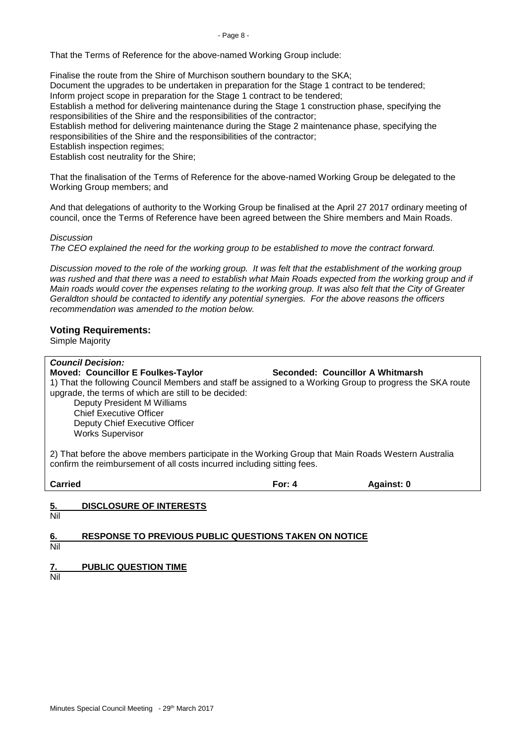That the Terms of Reference for the above-named Working Group include:

Finalise the route from the Shire of Murchison southern boundary to the SKA;
Document the upgrades to be undertaken in preparation for the Stage 1 contract to be tendered;
Inform project scope in preparation for the Stage 1 contract to be tendered;
Establish a method for delivering maintenance during the Stage 1 construction phase, specifying the responsibilities of the Shire and the responsibilities of the contractor;
Establish method for delivering maintenance during the Stage 2 maintenance phase, specifying the responsibilities of the Shire and the responsibilities of the contractor;
Establish inspection regimes;
Establish cost neutrality for the Shire;

That the finalisation of the Terms of Reference for the above-named Working Group be delegated to the Working Group members; and

And that delegations of authority to the Working Group be finalised at the April 27 2017 ordinary meeting of council, once the Terms of Reference have been agreed between the Shire members and Main Roads.

*Discussion*
*The CEO explained the need for the working group to be established to move the contract forward.*

*Discussion moved to the role of the working group. It was felt that the establishment of the working group was rushed and that there was a need to establish what Main Roads expected from the working group and if Main roads would cover the expenses relating to the working group. It was also felt that the City of Greater Geraldton should be contacted to identify any potential synergies. For the above reasons the officers recommendation was amended to the motion below.*

### Voting Requirements:

Simple Majority

***Council Decision:***
**Moved: Councillor E Foulkes-Taylor** **Seconded: Councillor A Whitmarsh**

1) That the following Council Members and staff be assigned to a Working Group to progress the SKA route upgrade, the terms of which are still to be decided:

Deputy President M Williams
Chief Executive Officer
Deputy Chief Executive Officer
Works Supervisor

2) That before the above members participate in the Working Group that Main Roads Western Australia confirm the reimbursement of all costs incurred including sitting fees.

**Carried** **For: 4** **Against: 0**

## 5. DISCLOSURE OF INTERESTS

Nil

## 6. RESPONSE TO PREVIOUS PUBLIC QUESTIONS TAKEN ON NOTICE

Nil

## 7. PUBLIC QUESTION TIME

Nil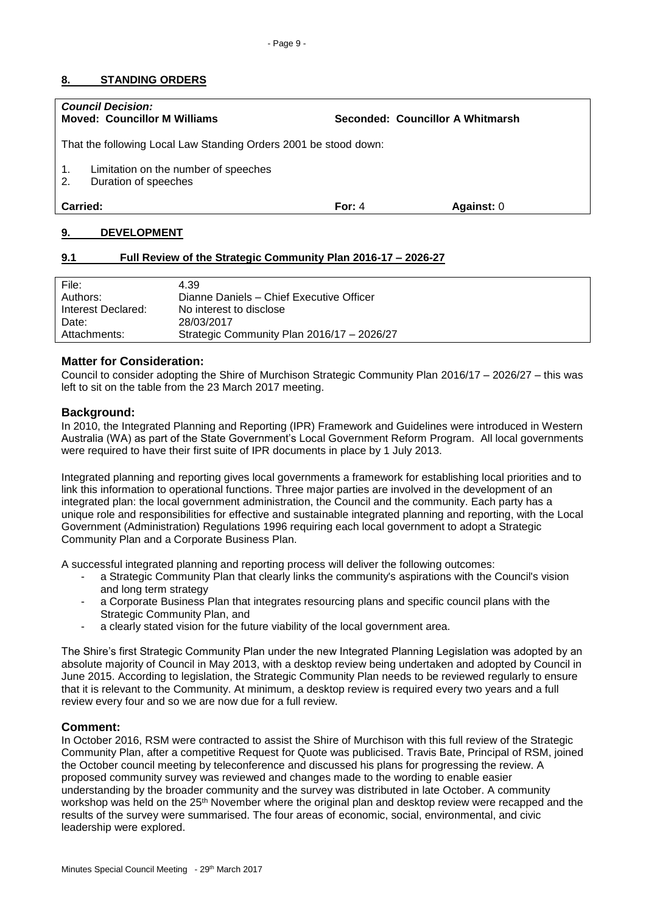## 8. STANDING ORDERS

***Council Decision:***
**Moved: Councillor M Williams** **Seconded: Councillor A Whitmarsh**

That the following Local Law Standing Orders 2001 be stood down:

1. Limitation on the number of speeches
2. Duration of speeches

**Carried:** **For:** 4 **Against:** 0

## 9. DEVELOPMENT

### 9.1 Full Review of the Strategic Community Plan 2016-17 – 2026-27

| | |
|---|---|
| File: | 4.39 |
| Authors: | Dianne Daniels – Chief Executive Officer |
| Interest Declared: | No interest to disclose |
| Date: | 28/03/2017 |
| Attachments: | Strategic Community Plan 2016/17 – 2026/27 |

### Matter for Consideration:

Council to consider adopting the Shire of Murchison Strategic Community Plan 2016/17 – 2026/27 – this was left to sit on the table from the 23 March 2017 meeting.

### Background:

In 2010, the Integrated Planning and Reporting (IPR) Framework and Guidelines were introduced in Western Australia (WA) as part of the State Government's Local Government Reform Program. All local governments were required to have their first suite of IPR documents in place by 1 July 2013.

Integrated planning and reporting gives local governments a framework for establishing local priorities and to link this information to operational functions. Three major parties are involved in the development of an integrated plan: the local government administration, the Council and the community. Each party has a unique role and responsibilities for effective and sustainable integrated planning and reporting, with the Local Government (Administration) Regulations 1996 requiring each local government to adopt a Strategic Community Plan and a Corporate Business Plan.

A successful integrated planning and reporting process will deliver the following outcomes:

- a Strategic Community Plan that clearly links the community's aspirations with the Council's vision and long term strategy
- a Corporate Business Plan that integrates resourcing plans and specific council plans with the Strategic Community Plan, and
- a clearly stated vision for the future viability of the local government area.

The Shire's first Strategic Community Plan under the new Integrated Planning Legislation was adopted by an absolute majority of Council in May 2013, with a desktop review being undertaken and adopted by Council in June 2015. According to legislation, the Strategic Community Plan needs to be reviewed regularly to ensure that it is relevant to the Community. At minimum, a desktop review is required every two years and a full review every four and so we are now due for a full review.

### Comment:

In October 2016, RSM were contracted to assist the Shire of Murchison with this full review of the Strategic Community Plan, after a competitive Request for Quote was publicised. Travis Bate, Principal of RSM, joined the October council meeting by teleconference and discussed his plans for progressing the review. A proposed community survey was reviewed and changes made to the wording to enable easier understanding by the broader community and the survey was distributed in late October. A community workshop was held on the 25th November where the original plan and desktop review were recapped and the results of the survey were summarised. The four areas of economic, social, environmental, and civic leadership were explored.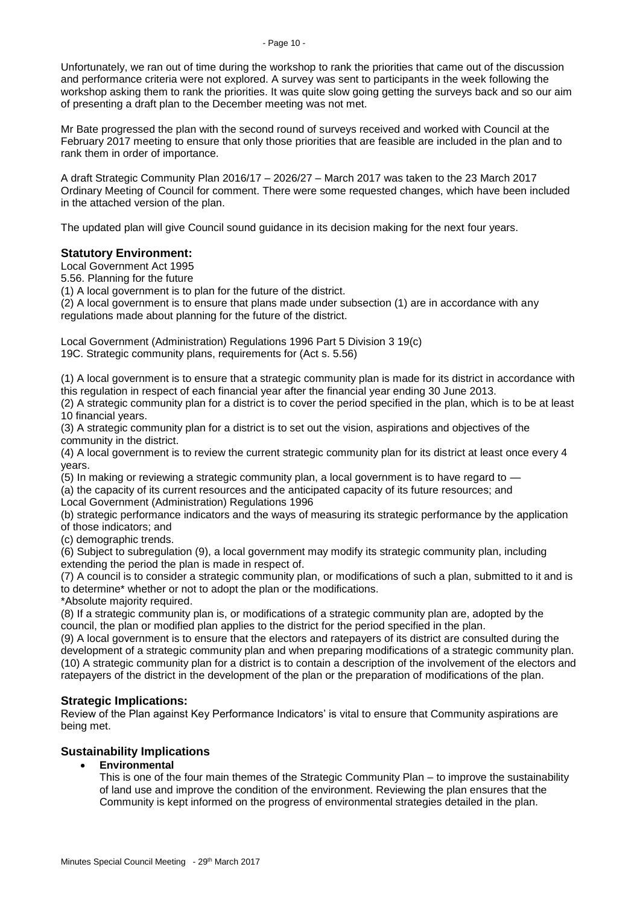Unfortunately, we ran out of time during the workshop to rank the priorities that came out of the discussion and performance criteria were not explored. A survey was sent to participants in the week following the workshop asking them to rank the priorities. It was quite slow going getting the surveys back and so our aim of presenting a draft plan to the December meeting was not met.

Mr Bate progressed the plan with the second round of surveys received and worked with Council at the February 2017 meeting to ensure that only those priorities that are feasible are included in the plan and to rank them in order of importance.

A draft Strategic Community Plan 2016/17 – 2026/27 – March 2017 was taken to the 23 March 2017 Ordinary Meeting of Council for comment. There were some requested changes, which have been included in the attached version of the plan.

The updated plan will give Council sound guidance in its decision making for the next four years.

## Statutory Environment:

Local Government Act 1995
5.56. Planning for the future
(1) A local government is to plan for the future of the district.
(2) A local government is to ensure that plans made under subsection (1) are in accordance with any regulations made about planning for the future of the district.

Local Government (Administration) Regulations 1996 Part 5 Division 3 19(c)
19C. Strategic community plans, requirements for (Act s. 5.56)

(1) A local government is to ensure that a strategic community plan is made for its district in accordance with this regulation in respect of each financial year after the financial year ending 30 June 2013.
(2) A strategic community plan for a district is to cover the period specified in the plan, which is to be at least 10 financial years.
(3) A strategic community plan for a district is to set out the vision, aspirations and objectives of the community in the district.
(4) A local government is to review the current strategic community plan for its district at least once every 4 years.
(5) In making or reviewing a strategic community plan, a local government is to have regard to —
(a) the capacity of its current resources and the anticipated capacity of its future resources; and
Local Government (Administration) Regulations 1996
(b) strategic performance indicators and the ways of measuring its strategic performance by the application of those indicators; and
(c) demographic trends.
(6) Subject to subregulation (9), a local government may modify its strategic community plan, including extending the period the plan is made in respect of.
(7) A council is to consider a strategic community plan, or modifications of such a plan, submitted to it and is to determine* whether or not to adopt the plan or the modifications.
*Absolute majority required.
(8) If a strategic community plan is, or modifications of a strategic community plan are, adopted by the council, the plan or modified plan applies to the district for the period specified in the plan.
(9) A local government is to ensure that the electors and ratepayers of its district are consulted during the development of a strategic community plan and when preparing modifications of a strategic community plan.
(10) A strategic community plan for a district is to contain a description of the involvement of the electors and ratepayers of the district in the development of the plan or the preparation of modifications of the plan.

## Strategic Implications:

Review of the Plan against Key Performance Indicators' is vital to ensure that Community aspirations are being met.

## Sustainability Implications

- **Environmental**
  This is one of the four main themes of the Strategic Community Plan – to improve the sustainability of land use and improve the condition of the environment. Reviewing the plan ensures that the Community is kept informed on the progress of environmental strategies detailed in the plan.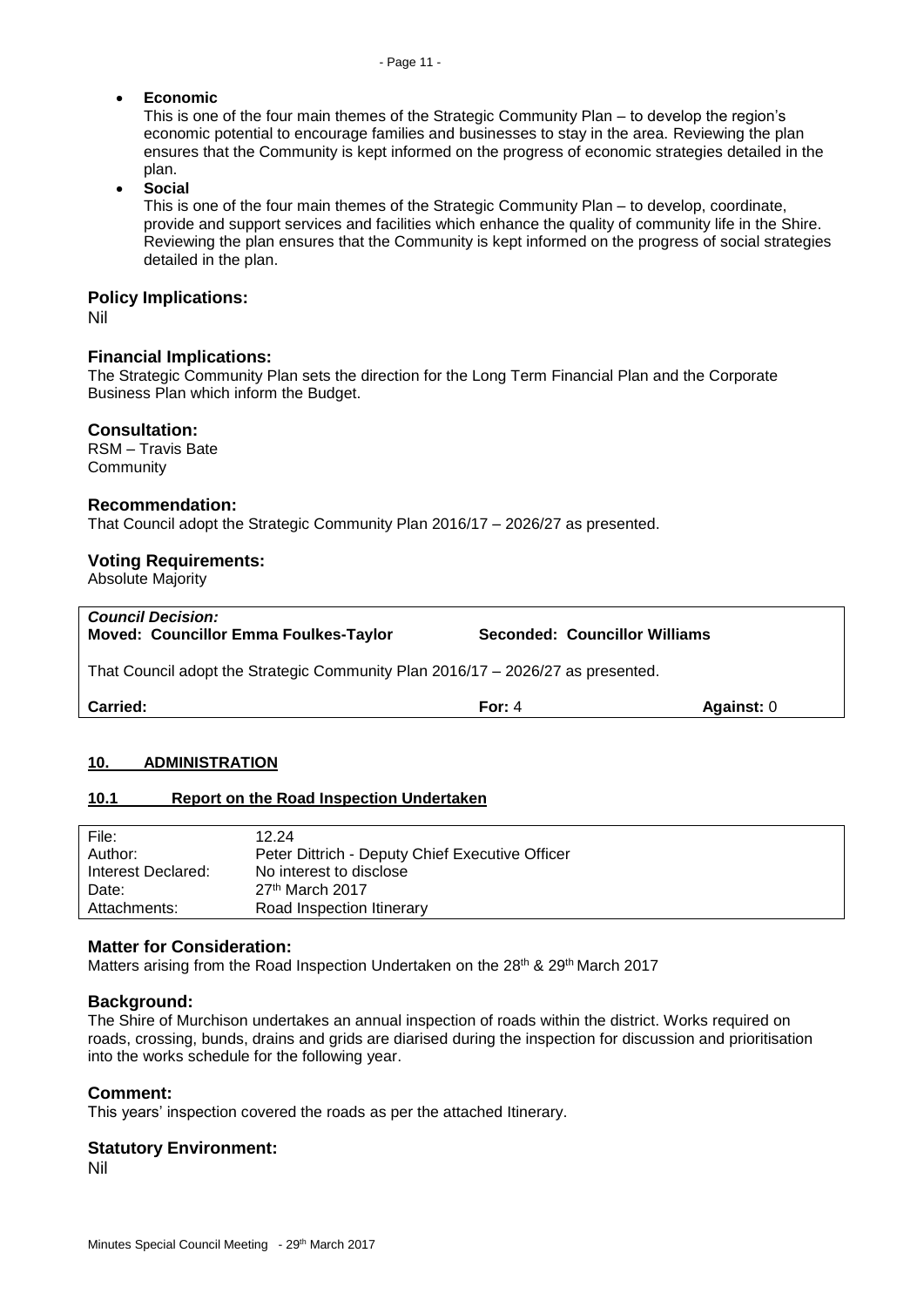- **Economic**
  This is one of the four main themes of the Strategic Community Plan – to develop the region's economic potential to encourage families and businesses to stay in the area. Reviewing the plan ensures that the Community is kept informed on the progress of economic strategies detailed in the plan.
- **Social**
  This is one of the four main themes of the Strategic Community Plan – to develop, coordinate, provide and support services and facilities which enhance the quality of community life in the Shire. Reviewing the plan ensures that the Community is kept informed on the progress of social strategies detailed in the plan.

### Policy Implications:

Nil

### Financial Implications:

The Strategic Community Plan sets the direction for the Long Term Financial Plan and the Corporate Business Plan which inform the Budget.

### Consultation:

RSM – Travis Bate
Community

### Recommendation:

That Council adopt the Strategic Community Plan 2016/17 – 2026/27 as presented.

### Voting Requirements:

Absolute Majority

| ***Council Decision:*** | | |
|---|---|---|
| **Moved: Councillor Emma Foulkes-Taylor** | **Seconded: Councillor Williams** | |
| That Council adopt the Strategic Community Plan 2016/17 – 2026/27 as presented. | | |
| **Carried:** | **For:** 4 | **Against:** 0 |

## 10. ADMINISTRATION

### 10.1 Report on the Road Inspection Undertaken

| | |
|---|---|
| File: | 12.24 |
| Author: | Peter Dittrich - Deputy Chief Executive Officer |
| Interest Declared: | No interest to disclose |
| Date: | 27th March 2017 |
| Attachments: | Road Inspection Itinerary |

### Matter for Consideration:

Matters arising from the Road Inspection Undertaken on the 28th & 29th March 2017

### Background:

The Shire of Murchison undertakes an annual inspection of roads within the district. Works required on roads, crossing, bunds, drains and grids are diarised during the inspection for discussion and prioritisation into the works schedule for the following year.

### Comment:

This years' inspection covered the roads as per the attached Itinerary.

### Statutory Environment:

Nil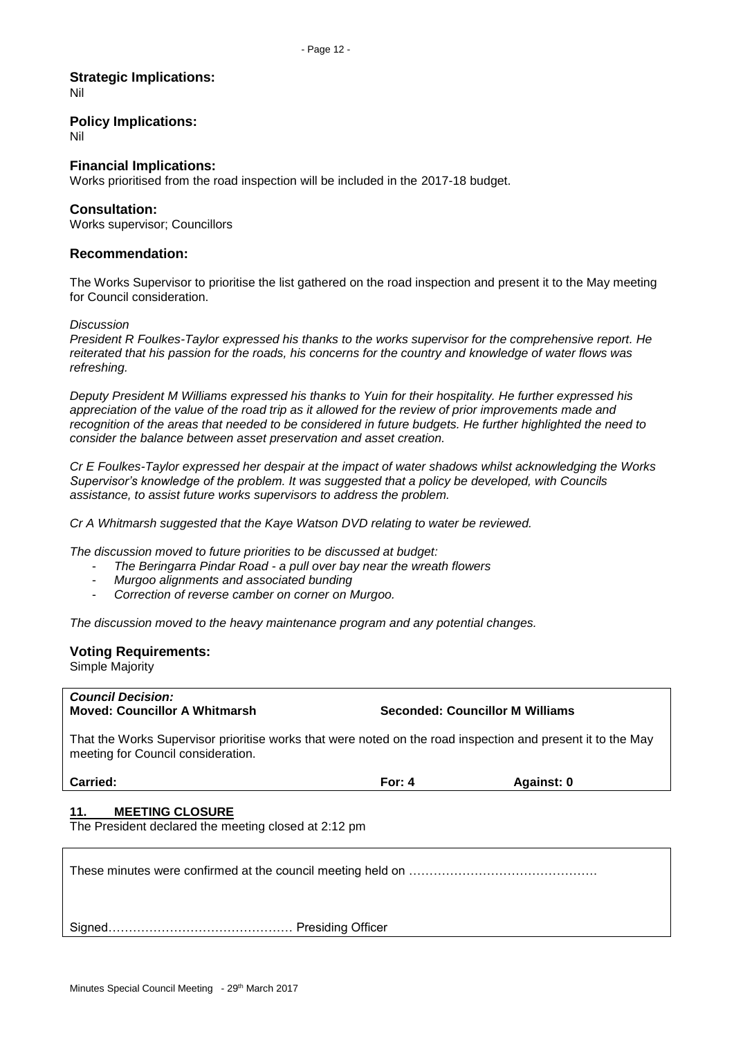### Strategic Implications:

Nil

### Policy Implications:

Nil

### Financial Implications:

Works prioritised from the road inspection will be included in the 2017-18 budget.

### Consultation:

Works supervisor; Councillors

### Recommendation:

The Works Supervisor to prioritise the list gathered on the road inspection and present it to the May meeting for Council consideration.

*Discussion*

*President R Foulkes-Taylor expressed his thanks to the works supervisor for the comprehensive report. He reiterated that his passion for the roads, his concerns for the country and knowledge of water flows was refreshing.*

*Deputy President M Williams expressed his thanks to Yuin for their hospitality. He further expressed his appreciation of the value of the road trip as it allowed for the review of prior improvements made and recognition of the areas that needed to be considered in future budgets. He further highlighted the need to consider the balance between asset preservation and asset creation.*

*Cr E Foulkes-Taylor expressed her despair at the impact of water shadows whilst acknowledging the Works Supervisor's knowledge of the problem. It was suggested that a policy be developed, with Councils assistance, to assist future works supervisors to address the problem.*

*Cr A Whitmarsh suggested that the Kaye Watson DVD relating to water be reviewed.*

*The discussion moved to future priorities to be discussed at budget:*

- *The Beringarra Pindar Road - a pull over bay near the wreath flowers*
- *Murgoo alignments and associated bunding*
- *Correction of reverse camber on corner on Murgoo.*

*The discussion moved to the heavy maintenance program and any potential changes.*

### Voting Requirements:

Simple Majority

***Council Decision:***
**Moved: Councillor A Whitmarsh** **Seconded: Councillor M Williams**

That the Works Supervisor prioritise works that were noted on the road inspection and present it to the May meeting for Council consideration.

**Carried:** **For: 4** **Against: 0**

## 11. MEETING CLOSURE

The President declared the meeting closed at 2:12 pm

These minutes were confirmed at the council meeting held on ……………………………………….

Signed……………………………………… Presiding Officer